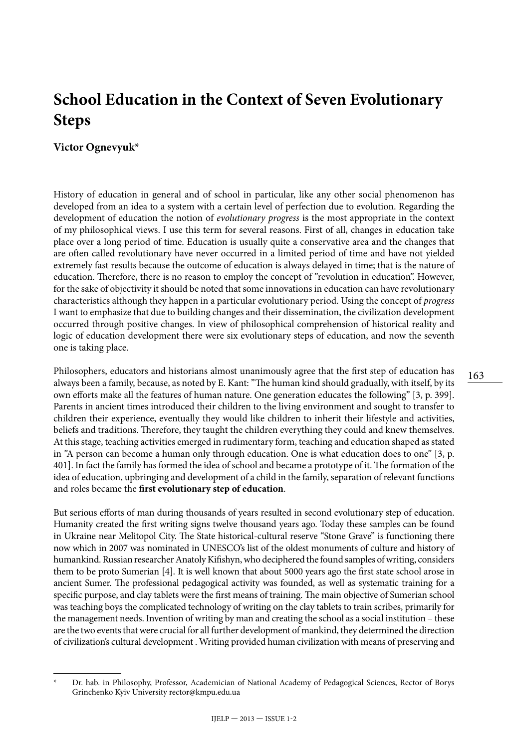# School Education in the Context of Seven Evolutionary Steps

**Victor Ognevyuk***

History of education in general and of school in particular, like any other social phenomenon has developed from an idea to a system with a certain level of perfection due to evolution. Regarding the development of education the notion of *evolutionary progress* is the most appropriate in the context of my philosophical views. I use this term for several reasons. First of all, changes in education take place over a long period of time. Education is usually quite a conservative area and the changes that are often called revolutionary have never occurred in a limited period of time and have not yielded extremely fast results because the outcome of education is always delayed in time; that is the nature of education. Therefore, there is no reason to employ the concept of "revolution in education". However, for the sake of objectivity it should be noted that some innovations in education can have revolutionary characteristics although they happen in a particular evolutionary period. Using the concept of *progress* I want to emphasize that due to building changes and their dissemination, the civilization development occurred through positive changes. In view of philosophical comprehension of historical reality and logic of education development there were six evolutionary steps of education, and now the seventh one is taking place.

Philosophers, educators and historians almost unanimously agree that the first step of education has always been a family, because, as noted by E. Kant: "The human kind should gradually, with itself, by its own efforts make all the features of human nature. One generation educates the following" [3, p. 399]. Parents in ancient times introduced their children to the living environment and sought to transfer to children their experience, eventually they would like children to inherit their lifestyle and activities, beliefs and traditions. Therefore, they taught the children everything they could and knew themselves. At this stage, teaching activities emerged in rudimentary form, teaching and education shaped as stated in "A person can become a human only through education. One is what education does to one" [3, p. 401]. In fact the family has formed the idea of school and became a prototype of it. The formation of the idea of education, upbringing and development of a child in the family, separation of relevant functions and roles became the **first evolutionary step of education**.

But serious efforts of man during thousands of years resulted in second evolutionary step of education. Humanity created the first writing signs twelve thousand years ago. Today these samples can be found in Ukraine near Melitopol City. The State historical-cultural reserve "Stone Grave" is functioning there now which in 2007 was nominated in UNESCO's list of the oldest monuments of culture and history of humankind. Russian researcher Anatoly Kifishyn, who deciphered the found samples of writing, considers them to be proto Sumerian [4]. It is well known that about 5000 years ago the first state school arose in ancient Sumer. The professional pedagogical activity was founded, as well as systematic training for a specific purpose, and clay tablets were the first means of training. The main objective of Sumerian school was teaching boys the complicated technology of writing on the clay tablets to train scribes, primarily for the management needs. Invention of writing by man and creating the school as a social institution – these are the two events that were crucial for all further development of mankind, they determined the direction of civilization's cultural development . Writing provided human civilization with means of preserving and

---

* Dr. hab. in Philosophy, Professor, Academician of National Academy of Pedagogical Sciences, Rector of Borys Grinchenko Kyiv University rector@kmpu.edu.ua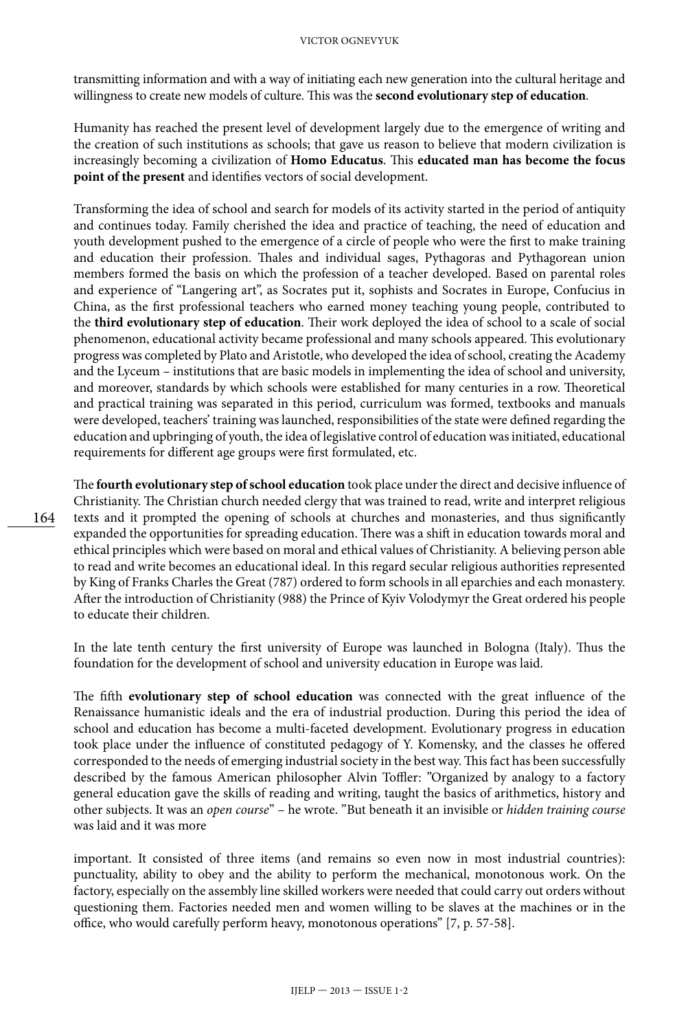transmitting information and with a way of initiating each new generation into the cultural heritage and willingness to create new models of culture. This was the **second evolutionary step of education**.

Humanity has reached the present level of development largely due to the emergence of writing and the creation of such institutions as schools; that gave us reason to believe that modern civilization is increasingly becoming a civilization of **Homo Educatus**. This **educated man has become the focus point of the present** and identifies vectors of social development.

Transforming the idea of school and search for models of its activity started in the period of antiquity and continues today. Family cherished the idea and practice of teaching, the need of education and youth development pushed to the emergence of a circle of people who were the first to make training and education their profession. Thales and individual sages, Pythagoras and Pythagorean union members formed the basis on which the profession of a teacher developed. Based on parental roles and experience of "Langering art", as Socrates put it, sophists and Socrates in Europe, Confucius in China, as the first professional teachers who earned money teaching young people, contributed to the **third evolutionary step of education**. Their work deployed the idea of school to a scale of social phenomenon, educational activity became professional and many schools appeared. This evolutionary progress was completed by Plato and Aristotle, who developed the idea of school, creating the Academy and the Lyceum – institutions that are basic models in implementing the idea of school and university, and moreover, standards by which schools were established for many centuries in a row. Theoretical and practical training was separated in this period, curriculum was formed, textbooks and manuals were developed, teachers' training was launched, responsibilities of the state were defined regarding the education and upbringing of youth, the idea of legislative control of education was initiated, educational requirements for different age groups were first formulated, etc.

The **fourth evolutionary step of school education** took place under the direct and decisive influence of Christianity. The Christian church needed clergy that was trained to read, write and interpret religious texts and it prompted the opening of schools at churches and monasteries, and thus significantly expanded the opportunities for spreading education. There was a shift in education towards moral and ethical principles which were based on moral and ethical values of Christianity. A believing person able to read and write becomes an educational ideal. In this regard secular religious authorities represented by King of Franks Charles the Great (787) ordered to form schools in all eparchies and each monastery. After the introduction of Christianity (988) the Prince of Kyiv Volodymyr the Great ordered his people to educate their children.

In the late tenth century the first university of Europe was launched in Bologna (Italy). Thus the foundation for the development of school and university education in Europe was laid.

The fifth **evolutionary step of school education** was connected with the great influence of the Renaissance humanistic ideals and the era of industrial production. During this period the idea of school and education has become a multi-faceted development. Evolutionary progress in education took place under the influence of constituted pedagogy of Y. Komensky, and the classes he offered corresponded to the needs of emerging industrial society in the best way. This fact has been successfully described by the famous American philosopher Alvin Toffler: "Organized by analogy to a factory general education gave the skills of reading and writing, taught the basics of arithmetics, history and other subjects. It was an *open course*" – he wrote. "But beneath it an invisible or *hidden training course* was laid and it was more important. It consisted of three items (and remains so even now in most industrial countries): punctuality, ability to obey and the ability to perform the mechanical, monotonous work. On the factory, especially on the assembly line skilled workers were needed that could carry out orders without questioning them. Factories needed men and women willing to be slaves at the machines or in the office, who would carefully perform heavy, monotonous operations" [7, p. 57-58].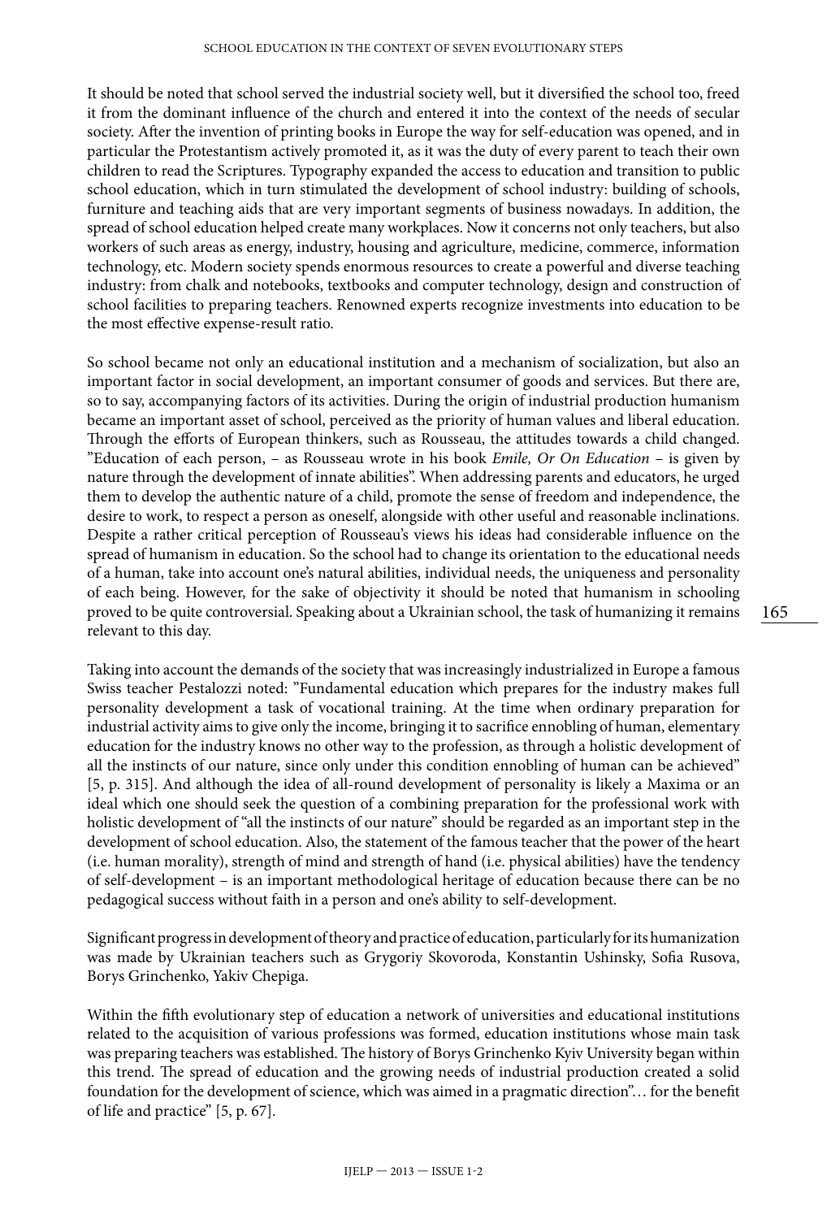It should be noted that school served the industrial society well, but it diversified the school too, freed it from the dominant influence of the church and entered it into the context of the needs of secular society. After the invention of printing books in Europe the way for self-education was opened, and in particular the Protestantism actively promoted it, as it was the duty of every parent to teach their own children to read the Scriptures. Typography expanded the access to education and transition to public school education, which in turn stimulated the development of school industry: building of schools, furniture and teaching aids that are very important segments of business nowadays. In addition, the spread of school education helped create many workplaces. Now it concerns not only teachers, but also workers of such areas as energy, industry, housing and agriculture, medicine, commerce, information technology, etc. Modern society spends enormous resources to create a powerful and diverse teaching industry: from chalk and notebooks, textbooks and computer technology, design and construction of school facilities to preparing teachers. Renowned experts recognize investments into education to be the most effective expense-result ratio.

So school became not only an educational institution and a mechanism of socialization, but also an important factor in social development, an important consumer of goods and services. But there are, so to say, accompanying factors of its activities. During the origin of industrial production humanism became an important asset of school, perceived as the priority of human values and liberal education. Through the efforts of European thinkers, such as Rousseau, the attitudes towards a child changed. "Education of each person, – as Rousseau wrote in his book *Emile, Or On Education* – is given by nature through the development of innate abilities". When addressing parents and educators, he urged them to develop the authentic nature of a child, promote the sense of freedom and independence, the desire to work, to respect a person as oneself, alongside with other useful and reasonable inclinations. Despite a rather critical perception of Rousseau's views his ideas had considerable influence on the spread of humanism in education. So the school had to change its orientation to the educational needs of a human, take into account one's natural abilities, individual needs, the uniqueness and personality of each being. However, for the sake of objectivity it should be noted that humanism in schooling proved to be quite controversial. Speaking about a Ukrainian school, the task of humanizing it remains relevant to this day.

Taking into account the demands of the society that was increasingly industrialized in Europe a famous Swiss teacher Pestalozzi noted: "Fundamental education which prepares for the industry makes full personality development a task of vocational training. At the time when ordinary preparation for industrial activity aims to give only the income, bringing it to sacrifice ennobling of human, elementary education for the industry knows no other way to the profession, as through a holistic development of all the instincts of our nature, since only under this condition ennobling of human can be achieved" [5, p. 315]. And although the idea of all-round development of personality is likely a Maxima or an ideal which one should seek the question of a combining preparation for the professional work with holistic development of "all the instincts of our nature" should be regarded as an important step in the development of school education. Also, the statement of the famous teacher that the power of the heart (i.e. human morality), strength of mind and strength of hand (i.e. physical abilities) have the tendency of self-development – is an important methodological heritage of education because there can be no pedagogical success without faith in a person and one's ability to self-development.

Significant progress in development of theory and practice of education, particularly for its humanization was made by Ukrainian teachers such as Grygoriy Skovoroda, Konstantin Ushinsky, Sofia Rusova, Borys Grinchenko, Yakiv Chepiga.

Within the fifth evolutionary step of education a network of universities and educational institutions related to the acquisition of various professions was formed, education institutions whose main task was preparing teachers was established. The history of Borys Grinchenko Kyiv University began within this trend. The spread of education and the growing needs of industrial production created a solid foundation for the development of science, which was aimed in a pragmatic direction"… for the benefit of life and practice" [5, p. 67].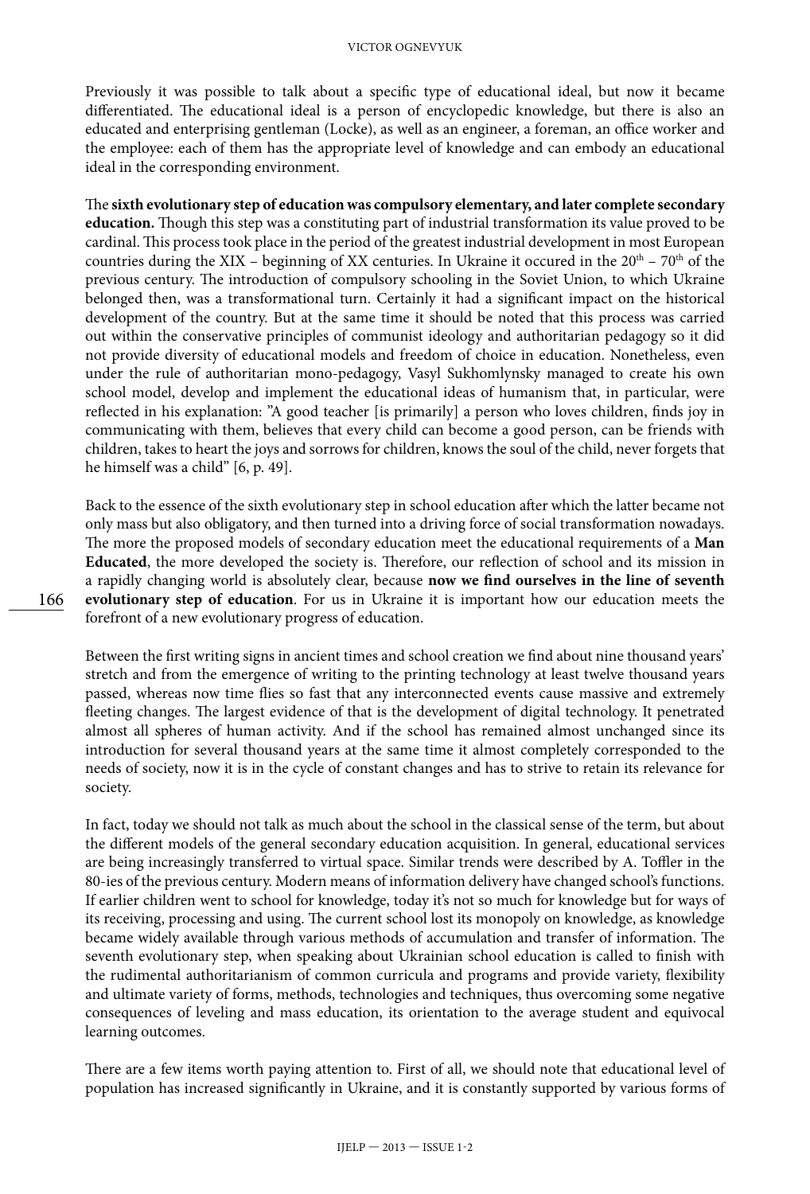Previously it was possible to talk about a specific type of educational ideal, but now it became differentiated. The educational ideal is a person of encyclopedic knowledge, but there is also an educated and enterprising gentleman (Locke), as well as an engineer, a foreman, an office worker and the employee: each of them has the appropriate level of knowledge and can embody an educational ideal in the corresponding environment.

The **sixth evolutionary step of education was compulsory elementary, and later complete secondary education.** Though this step was a constituting part of industrial transformation its value proved to be cardinal. This process took place in the period of the greatest industrial development in most European countries during the XIX – beginning of XX centuries. In Ukraine it occured in the 20th – 70th of the previous century. The introduction of compulsory schooling in the Soviet Union, to which Ukraine belonged then, was a transformational turn. Certainly it had a significant impact on the historical development of the country. But at the same time it should be noted that this process was carried out within the conservative principles of communist ideology and authoritarian pedagogy so it did not provide diversity of educational models and freedom of choice in education. Nonetheless, even under the rule of authoritarian mono-pedagogy, Vasyl Sukhomlynsky managed to create his own school model, develop and implement the educational ideas of humanism that, in particular, were reflected in his explanation: "A good teacher [is primarily] a person who loves children, finds joy in communicating with them, believes that every child can become a good person, can be friends with children, takes to heart the joys and sorrows for children, knows the soul of the child, never forgets that he himself was a child" [6, p. 49].

Back to the essence of the sixth evolutionary step in school education after which the latter became not only mass but also obligatory, and then turned into a driving force of social transformation nowadays. The more the proposed models of secondary education meet the educational requirements of a **Man Educated**, the more developed the society is. Therefore, our reflection of school and its mission in a rapidly changing world is absolutely clear, because **now we find ourselves in the line of seventh evolutionary step of education**. For us in Ukraine it is important how our education meets the forefront of a new evolutionary progress of education.

Between the first writing signs in ancient times and school creation we find about nine thousand years' stretch and from the emergence of writing to the printing technology at least twelve thousand years passed, whereas now time flies so fast that any interconnected events cause massive and extremely fleeting changes. The largest evidence of that is the development of digital technology. It penetrated almost all spheres of human activity. And if the school has remained almost unchanged since its introduction for several thousand years at the same time it almost completely corresponded to the needs of society, now it is in the cycle of constant changes and has to strive to retain its relevance for society.

In fact, today we should not talk as much about the school in the classical sense of the term, but about the different models of the general secondary education acquisition. In general, educational services are being increasingly transferred to virtual space. Similar trends were described by A. Toffler in the 80-ies of the previous century. Modern means of information delivery have changed school's functions. If earlier children went to school for knowledge, today it's not so much for knowledge but for ways of its receiving, processing and using. The current school lost its monopoly on knowledge, as knowledge became widely available through various methods of accumulation and transfer of information. The seventh evolutionary step, when speaking about Ukrainian school education is called to finish with the rudimental authoritarianism of common curricula and programs and provide variety, flexibility and ultimate variety of forms, methods, technologies and techniques, thus overcoming some negative consequences of leveling and mass education, its orientation to the average student and equivocal learning outcomes.

There are a few items worth paying attention to. First of all, we should note that educational level of population has increased significantly in Ukraine, and it is constantly supported by various forms of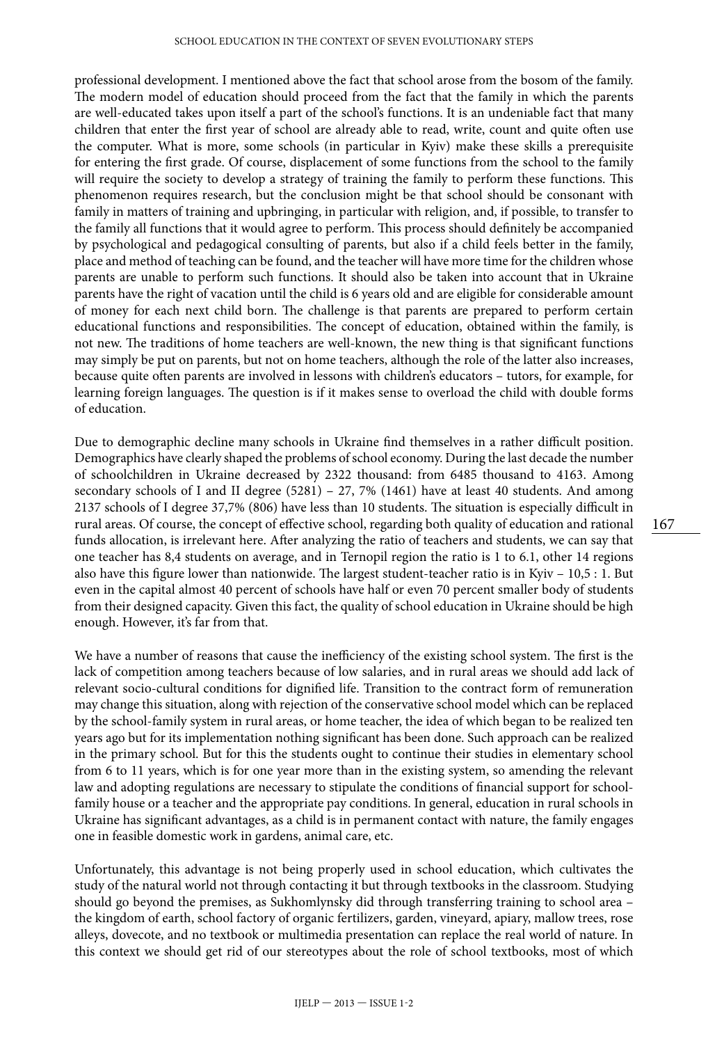professional development. I mentioned above the fact that school arose from the bosom of the family. The modern model of education should proceed from the fact that the family in which the parents are well-educated takes upon itself a part of the school's functions. It is an undeniable fact that many children that enter the first year of school are already able to read, write, count and quite often use the computer. What is more, some schools (in particular in Kyiv) make these skills a prerequisite for entering the first grade. Of course, displacement of some functions from the school to the family will require the society to develop a strategy of training the family to perform these functions. This phenomenon requires research, but the conclusion might be that school should be consonant with family in matters of training and upbringing, in particular with religion, and, if possible, to transfer to the family all functions that it would agree to perform. This process should definitely be accompanied by psychological and pedagogical consulting of parents, but also if a child feels better in the family, place and method of teaching can be found, and the teacher will have more time for the children whose parents are unable to perform such functions. It should also be taken into account that in Ukraine parents have the right of vacation until the child is 6 years old and are eligible for considerable amount of money for each next child born. The challenge is that parents are prepared to perform certain educational functions and responsibilities. The concept of education, obtained within the family, is not new. The traditions of home teachers are well-known, the new thing is that significant functions may simply be put on parents, but not on home teachers, although the role of the latter also increases, because quite often parents are involved in lessons with children's educators – tutors, for example, for learning foreign languages. The question is if it makes sense to overload the child with double forms of education.

Due to demographic decline many schools in Ukraine find themselves in a rather difficult position. Demographics have clearly shaped the problems of school economy. During the last decade the number of schoolchildren in Ukraine decreased by 2322 thousand: from 6485 thousand to 4163. Among secondary schools of I and II degree (5281) – 27, 7% (1461) have at least 40 students. And among 2137 schools of I degree 37,7% (806) have less than 10 students. The situation is especially difficult in rural areas. Of course, the concept of effective school, regarding both quality of education and rational funds allocation, is irrelevant here. After analyzing the ratio of teachers and students, we can say that one teacher has 8,4 students on average, and in Ternopil region the ratio is 1 to 6.1, other 14 regions also have this figure lower than nationwide. The largest student-teacher ratio is in Kyiv – 10,5 : 1. But even in the capital almost 40 percent of schools have half or even 70 percent smaller body of students from their designed capacity. Given this fact, the quality of school education in Ukraine should be high enough. However, it's far from that.

We have a number of reasons that cause the inefficiency of the existing school system. The first is the lack of competition among teachers because of low salaries, and in rural areas we should add lack of relevant socio-cultural conditions for dignified life. Transition to the contract form of remuneration may change this situation, along with rejection of the conservative school model which can be replaced by the school-family system in rural areas, or home teacher, the idea of which began to be realized ten years ago but for its implementation nothing significant has been done. Such approach can be realized in the primary school. But for this the students ought to continue their studies in elementary school from 6 to 11 years, which is for one year more than in the existing system, so amending the relevant law and adopting regulations are necessary to stipulate the conditions of financial support for school-family house or a teacher and the appropriate pay conditions. In general, education in rural schools in Ukraine has significant advantages, as a child is in permanent contact with nature, the family engages one in feasible domestic work in gardens, animal care, etc.

Unfortunately, this advantage is not being properly used in school education, which cultivates the study of the natural world not through contacting it but through textbooks in the classroom. Studying should go beyond the premises, as Sukhomlynsky did through transferring training to school area – the kingdom of earth, school factory of organic fertilizers, garden, vineyard, apiary, mallow trees, rose alleys, dovecote, and no textbook or multimedia presentation can replace the real world of nature. In this context we should get rid of our stereotypes about the role of school textbooks, most of which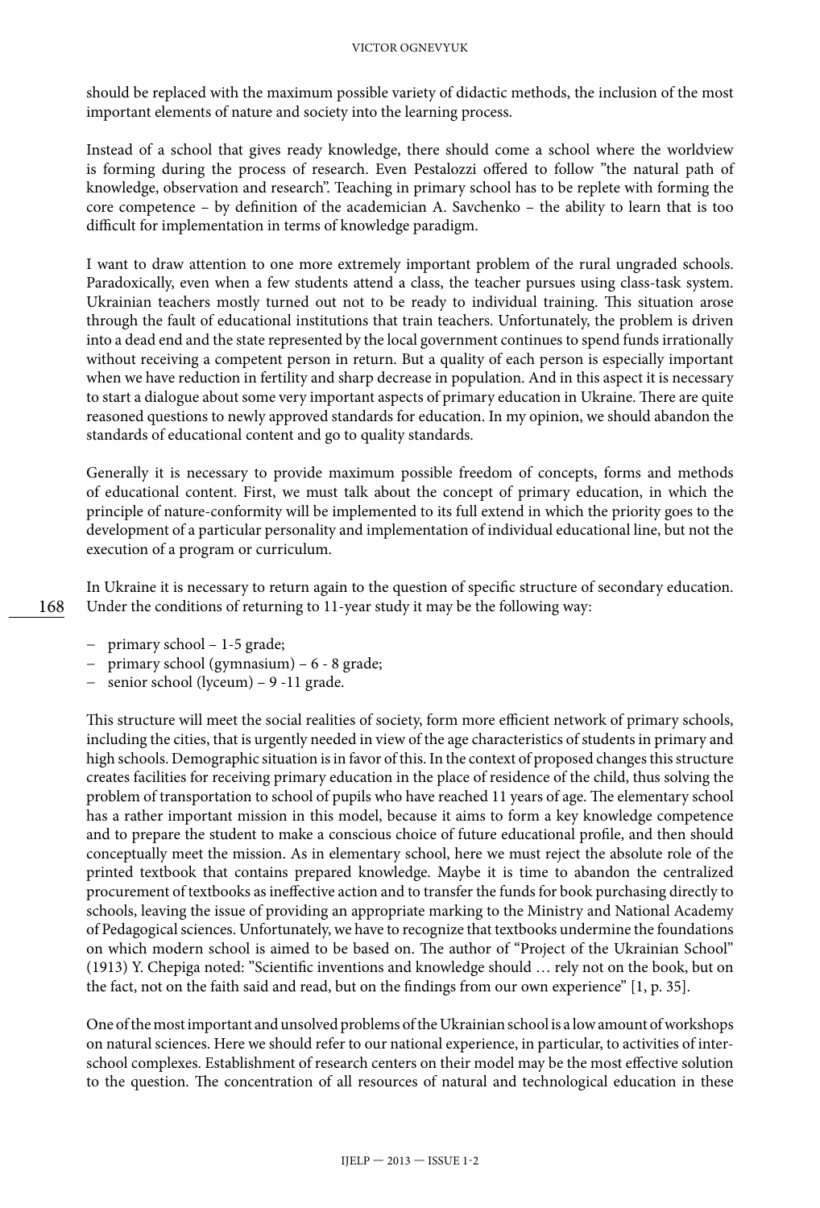should be replaced with the maximum possible variety of didactic methods, the inclusion of the most important elements of nature and society into the learning process.

Instead of a school that gives ready knowledge, there should come a school where the worldview is forming during the process of research. Even Pestalozzi offered to follow "the natural path of knowledge, observation and research". Teaching in primary school has to be replete with forming the core competence – by definition of the academician A. Savchenko – the ability to learn that is too difficult for implementation in terms of knowledge paradigm.

I want to draw attention to one more extremely important problem of the rural ungraded schools. Paradoxically, even when a few students attend a class, the teacher pursues using class-task system. Ukrainian teachers mostly turned out not to be ready to individual training. This situation arose through the fault of educational institutions that train teachers. Unfortunately, the problem is driven into a dead end and the state represented by the local government continues to spend funds irrationally without receiving a competent person in return. But a quality of each person is especially important when we have reduction in fertility and sharp decrease in population. And in this aspect it is necessary to start a dialogue about some very important aspects of primary education in Ukraine. There are quite reasoned questions to newly approved standards for education. In my opinion, we should abandon the standards of educational content and go to quality standards.

Generally it is necessary to provide maximum possible freedom of concepts, forms and methods of educational content. First, we must talk about the concept of primary education, in which the principle of nature-conformity will be implemented to its full extend in which the priority goes to the development of a particular personality and implementation of individual educational line, but not the execution of a program or curriculum.

In Ukraine it is necessary to return again to the question of specific structure of secondary education. Under the conditions of returning to 11-year study it may be the following way:

- primary school – 1-5 grade;
- primary school (gymnasium) – 6 - 8 grade;
- senior school (lyceum) – 9 -11 grade.

This structure will meet the social realities of society, form more efficient network of primary schools, including the cities, that is urgently needed in view of the age characteristics of students in primary and high schools. Demographic situation is in favor of this. In the context of proposed changes this structure creates facilities for receiving primary education in the place of residence of the child, thus solving the problem of transportation to school of pupils who have reached 11 years of age. The elementary school has a rather important mission in this model, because it aims to form a key knowledge competence and to prepare the student to make a conscious choice of future educational profile, and then should conceptually meet the mission. As in elementary school, here we must reject the absolute role of the printed textbook that contains prepared knowledge. Maybe it is time to abandon the centralized procurement of textbooks as ineffective action and to transfer the funds for book purchasing directly to schools, leaving the issue of providing an appropriate marking to the Ministry and National Academy of Pedagogical sciences. Unfortunately, we have to recognize that textbooks undermine the foundations on which modern school is aimed to be based on. The author of "Project of the Ukrainian School" (1913) Y. Chepiga noted: "Scientific inventions and knowledge should … rely not on the book, but on the fact, not on the faith said and read, but on the findings from our own experience" [1, p. 35].

One of the most important and unsolved problems of the Ukrainian school is a low amount of workshops on natural sciences. Here we should refer to our national experience, in particular, to activities of inter-school complexes. Establishment of research centers on their model may be the most effective solution to the question. The concentration of all resources of natural and technological education in these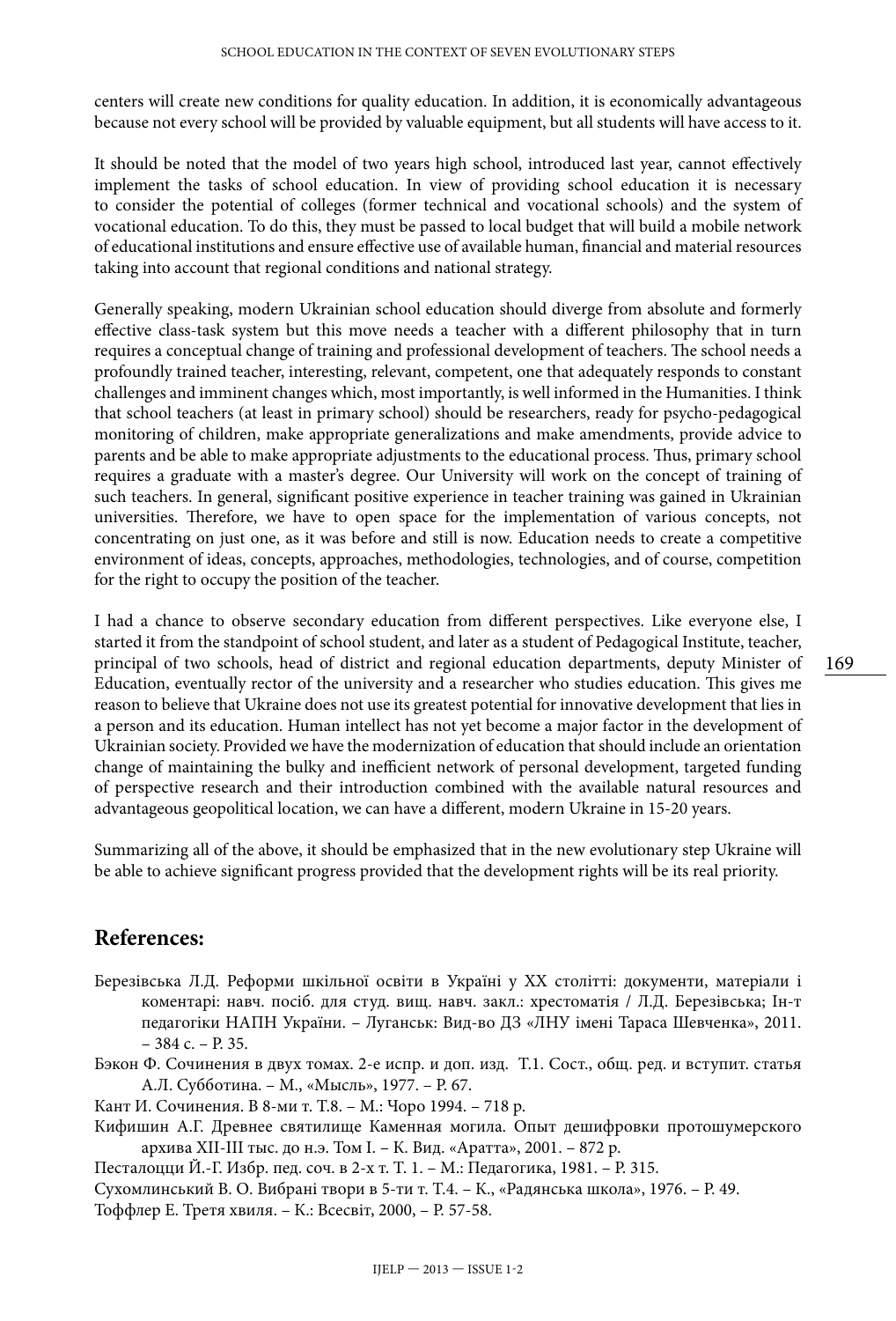centers will create new conditions for quality education. In addition, it is economically advantageous because not every school will be provided by valuable equipment, but all students will have access to it.

It should be noted that the model of two years high school, introduced last year, cannot effectively implement the tasks of school education. In view of providing school education it is necessary to consider the potential of colleges (former technical and vocational schools) and the system of vocational education. To do this, they must be passed to local budget that will build a mobile network of educational institutions and ensure effective use of available human, financial and material resources taking into account that regional conditions and national strategy.

Generally speaking, modern Ukrainian school education should diverge from absolute and formerly effective class-task system but this move needs a teacher with a different philosophy that in turn requires a conceptual change of training and professional development of teachers. The school needs a profoundly trained teacher, interesting, relevant, competent, one that adequately responds to constant challenges and imminent changes which, most importantly, is well informed in the Humanities. I think that school teachers (at least in primary school) should be researchers, ready for psycho-pedagogical monitoring of children, make appropriate generalizations and make amendments, provide advice to parents and be able to make appropriate adjustments to the educational process. Thus, primary school requires a graduate with a master's degree. Our University will work on the concept of training of such teachers. In general, significant positive experience in teacher training was gained in Ukrainian universities. Therefore, we have to open space for the implementation of various concepts, not concentrating on just one, as it was before and still is now. Education needs to create a competitive environment of ideas, concepts, approaches, methodologies, technologies, and of course, competition for the right to occupy the position of the teacher.

I had a chance to observe secondary education from different perspectives. Like everyone else, I started it from the standpoint of school student, and later as a student of Pedagogical Institute, teacher, principal of two schools, head of district and regional education departments, deputy Minister of Education, eventually rector of the university and a researcher who studies education. This gives me reason to believe that Ukraine does not use its greatest potential for innovative development that lies in a person and its education. Human intellect has not yet become a major factor in the development of Ukrainian society. Provided we have the modernization of education that should include an orientation change of maintaining the bulky and inefficient network of personal development, targeted funding of perspective research and their introduction combined with the available natural resources and advantageous geopolitical location, we can have a different, modern Ukraine in 15-20 years.

Summarizing all of the above, it should be emphasized that in the new evolutionary step Ukraine will be able to achieve significant progress provided that the development rights will be its real priority.

## References:

Березівська Л.Д. Реформи шкільної освіти в Україні у XX столітті: документи, матеріали і коментарі: навч. посіб. для студ. вищ. навч. закл.: хрестоматія / Л.Д. Березівська; Ін-т педагогіки НАПН України. – Луганськ: Вид-во ДЗ «ЛНУ імені Тараса Шевченка», 2011. – 384 с. – Р. 35.

Бэкон Ф. Сочинения в двух томах. 2-е испр. и доп. изд. Т.1. Сост., общ. ред. и вступит. статья А.Л. Субботина. – М., «Мысль», 1977. – Р. 67.

Кант И. Сочинения. В 8-ми т. Т.8. – М.: Чоро 1994. – 718 р.

Кифишин А.Г. Древнее святилище Каменная могила. Опыт дешифровки протошумерского архива XII-III тыс. до н.э. Том I. – К. Вид. «Аратта», 2001. – 872 р.

Песталоцци Й.-Г. Избр. пед. соч. в 2-х т. Т. 1. – М.: Педагогика, 1981. – Р. 315.

Сухомлинський В. О. Вибрані твори в 5-ти т. Т.4. – К., «Радянська школа», 1976. – Р. 49.

Тоффлер Е. Третя хвиля. – К.: Всесвіт, 2000, – Р. 57-58.